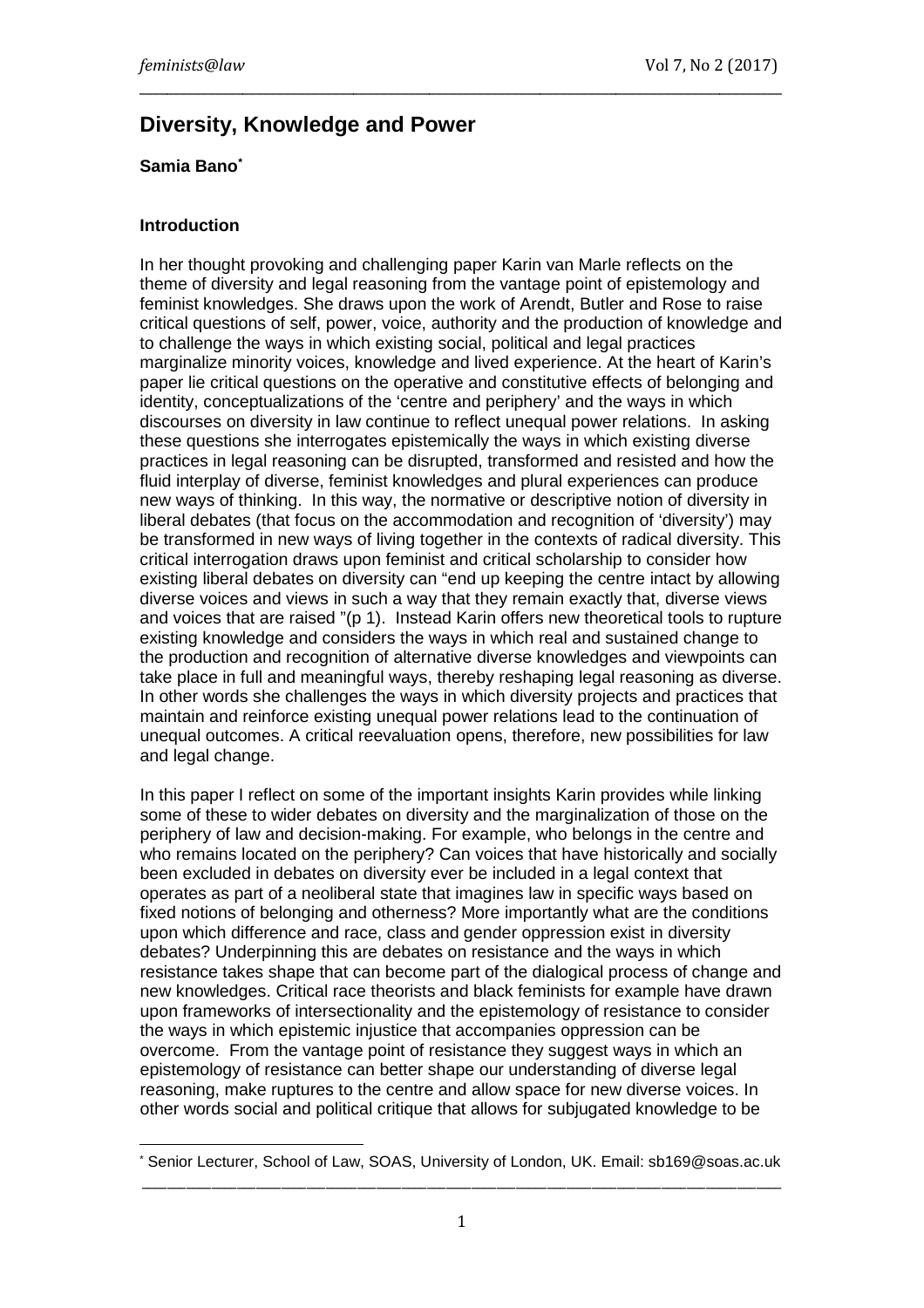# Diversity, Knowledge and Power

**Samia Bano***

### Introduction

In her thought provoking and challenging paper Karin van Marle reflects on the theme of diversity and legal reasoning from the vantage point of epistemology and feminist knowledges. She draws upon the work of Arendt, Butler and Rose to raise critical questions of self, power, voice, authority and the production of knowledge and to challenge the ways in which existing social, political and legal practices marginalize minority voices, knowledge and lived experience. At the heart of Karin's paper lie critical questions on the operative and constitutive effects of belonging and identity, conceptualizations of the 'centre and periphery' and the ways in which discourses on diversity in law continue to reflect unequal power relations. In asking these questions she interrogates epistemically the ways in which existing diverse practices in legal reasoning can be disrupted, transformed and resisted and how the fluid interplay of diverse, feminist knowledges and plural experiences can produce new ways of thinking. In this way, the normative or descriptive notion of diversity in liberal debates (that focus on the accommodation and recognition of 'diversity') may be transformed in new ways of living together in the contexts of radical diversity. This critical interrogation draws upon feminist and critical scholarship to consider how existing liberal debates on diversity can "end up keeping the centre intact by allowing diverse voices and views in such a way that they remain exactly that, diverse views and voices that are raised "(p 1). Instead Karin offers new theoretical tools to rupture existing knowledge and considers the ways in which real and sustained change to the production and recognition of alternative diverse knowledges and viewpoints can take place in full and meaningful ways, thereby reshaping legal reasoning as diverse. In other words she challenges the ways in which diversity projects and practices that maintain and reinforce existing unequal power relations lead to the continuation of unequal outcomes. A critical reevaluation opens, therefore, new possibilities for law and legal change.

In this paper I reflect on some of the important insights Karin provides while linking some of these to wider debates on diversity and the marginalization of those on the periphery of law and decision-making. For example, who belongs in the centre and who remains located on the periphery? Can voices that have historically and socially been excluded in debates on diversity ever be included in a legal context that operates as part of a neoliberal state that imagines law in specific ways based on fixed notions of belonging and otherness? More importantly what are the conditions upon which difference and race, class and gender oppression exist in diversity debates? Underpinning this are debates on resistance and the ways in which resistance takes shape that can become part of the dialogical process of change and new knowledges. Critical race theorists and black feminists for example have drawn upon frameworks of intersectionality and the epistemology of resistance to consider the ways in which epistemic injustice that accompanies oppression can be overcome. From the vantage point of resistance they suggest ways in which an epistemology of resistance can better shape our understanding of diverse legal reasoning, make ruptures to the centre and allow space for new diverse voices. In other words social and political critique that allows for subjugated knowledge to be

---

* Senior Lecturer, School of Law, SOAS, University of London, UK. Email: sb169@soas.ac.uk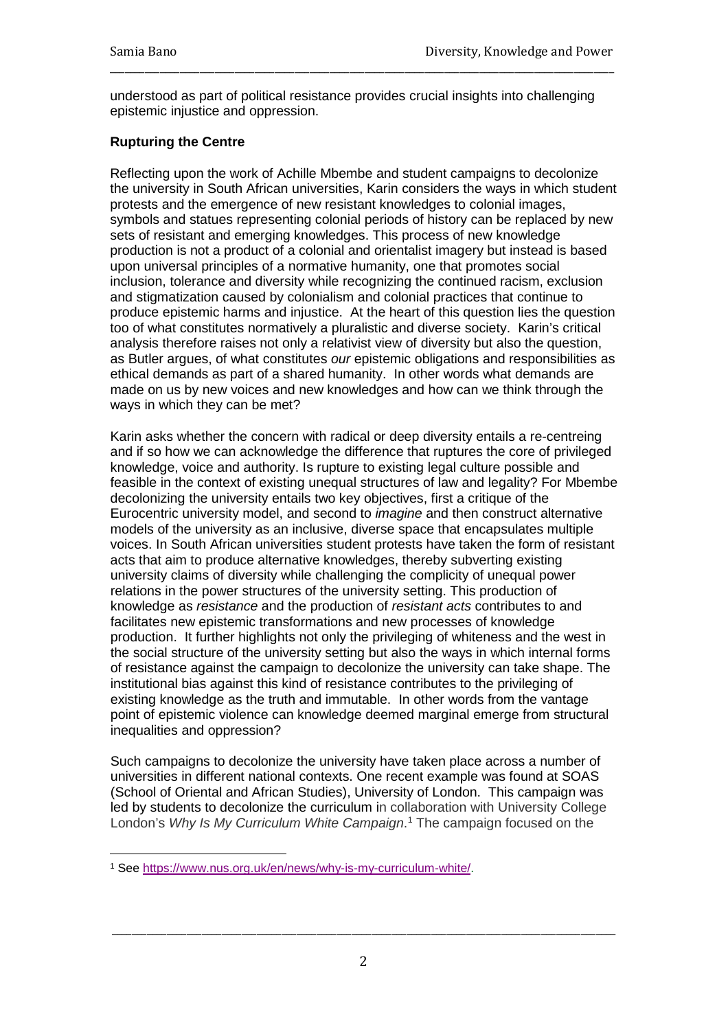understood as part of political resistance provides crucial insights into challenging epistemic injustice and oppression.

## Rupturing the Centre

Reflecting upon the work of Achille Mbembe and student campaigns to decolonize the university in South African universities, Karin considers the ways in which student protests and the emergence of new resistant knowledges to colonial images, symbols and statues representing colonial periods of history can be replaced by new sets of resistant and emerging knowledges. This process of new knowledge production is not a product of a colonial and orientalist imagery but instead is based upon universal principles of a normative humanity, one that promotes social inclusion, tolerance and diversity while recognizing the continued racism, exclusion and stigmatization caused by colonialism and colonial practices that continue to produce epistemic harms and injustice. At the heart of this question lies the question too of what constitutes normatively a pluralistic and diverse society. Karin's critical analysis therefore raises not only a relativist view of diversity but also the question, as Butler argues, of what constitutes *our* epistemic obligations and responsibilities as ethical demands as part of a shared humanity. In other words what demands are made on us by new voices and new knowledges and how can we think through the ways in which they can be met?

Karin asks whether the concern with radical or deep diversity entails a re-centreing and if so how we can acknowledge the difference that ruptures the core of privileged knowledge, voice and authority. Is rupture to existing legal culture possible and feasible in the context of existing unequal structures of law and legality? For Mbembe decolonizing the university entails two key objectives, first a critique of the Eurocentric university model, and second to *imagine* and then construct alternative models of the university as an inclusive, diverse space that encapsulates multiple voices. In South African universities student protests have taken the form of resistant acts that aim to produce alternative knowledges, thereby subverting existing university claims of diversity while challenging the complicity of unequal power relations in the power structures of the university setting. This production of knowledge as *resistance* and the production of *resistant acts* contributes to and facilitates new epistemic transformations and new processes of knowledge production. It further highlights not only the privileging of whiteness and the west in the social structure of the university setting but also the ways in which internal forms of resistance against the campaign to decolonize the university can take shape. The institutional bias against this kind of resistance contributes to the privileging of existing knowledge as the truth and immutable. In other words from the vantage point of epistemic violence can knowledge deemed marginal emerge from structural inequalities and oppression?

Such campaigns to decolonize the university have taken place across a number of universities in different national contexts. One recent example was found at SOAS (School of Oriental and African Studies), University of London. This campaign was led by students to decolonize the curriculum in collaboration with University College London's *Why Is My Curriculum White Campaign*.[1] The campaign focused on the

[1] See https://www.nus.org.uk/en/news/why-is-my-curriculum-white/.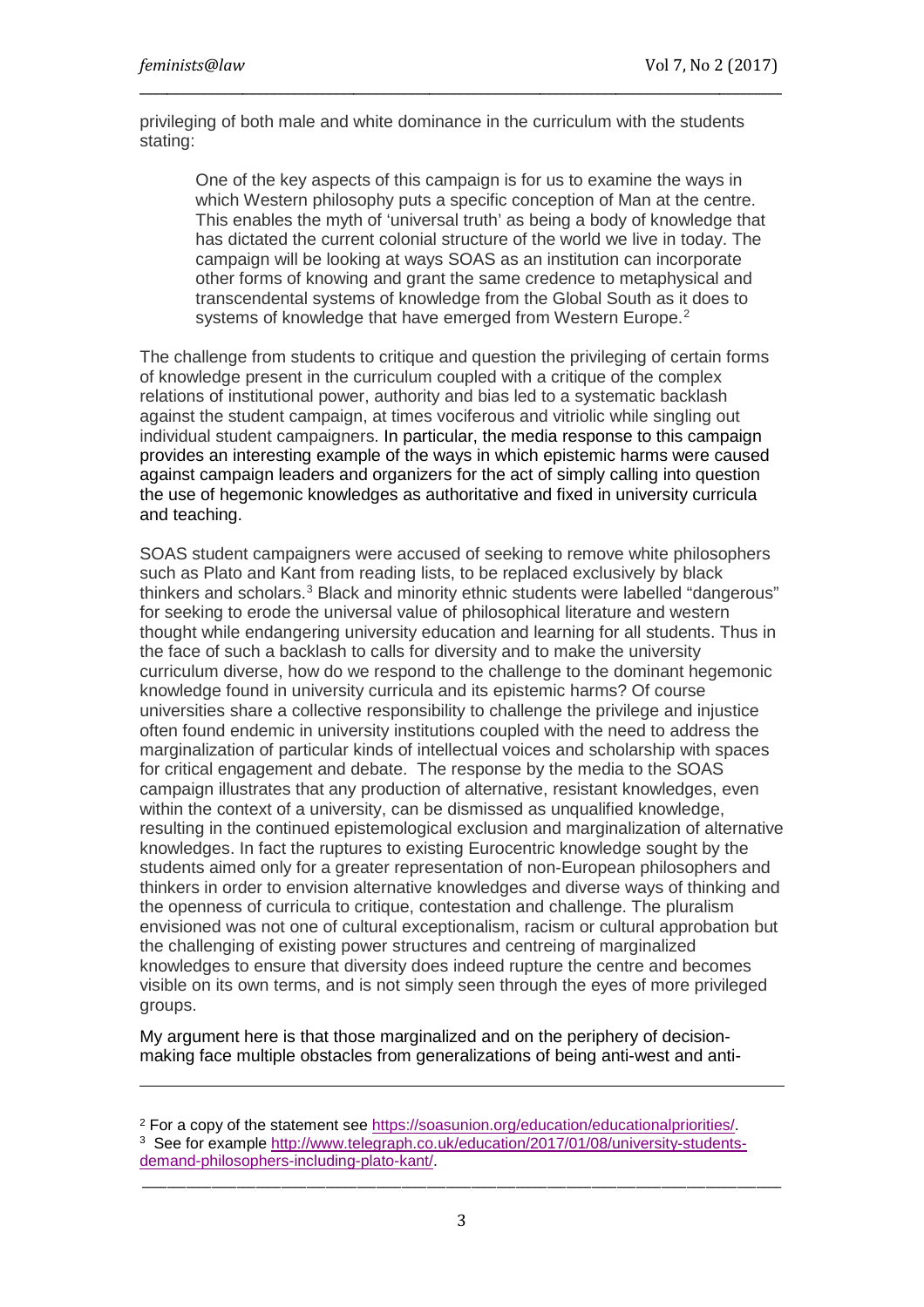privileging of both male and white dominance in the curriculum with the students stating:

> One of the key aspects of this campaign is for us to examine the ways in which Western philosophy puts a specific conception of Man at the centre. This enables the myth of 'universal truth' as being a body of knowledge that has dictated the current colonial structure of the world we live in today. The campaign will be looking at ways SOAS as an institution can incorporate other forms of knowing and grant the same credence to metaphysical and transcendental systems of knowledge from the Global South as it does to systems of knowledge that have emerged from Western Europe.[2]

The challenge from students to critique and question the privileging of certain forms of knowledge present in the curriculum coupled with a critique of the complex relations of institutional power, authority and bias led to a systematic backlash against the student campaign, at times vociferous and vitriolic while singling out individual student campaigners. In particular, the media response to this campaign provides an interesting example of the ways in which epistemic harms were caused against campaign leaders and organizers for the act of simply calling into question the use of hegemonic knowledges as authoritative and fixed in university curricula and teaching.

SOAS student campaigners were accused of seeking to remove white philosophers such as Plato and Kant from reading lists, to be replaced exclusively by black thinkers and scholars.[3] Black and minority ethnic students were labelled "dangerous" for seeking to erode the universal value of philosophical literature and western thought while endangering university education and learning for all students. Thus in the face of such a backlash to calls for diversity and to make the university curriculum diverse, how do we respond to the challenge to the dominant hegemonic knowledge found in university curricula and its epistemic harms? Of course universities share a collective responsibility to challenge the privilege and injustice often found endemic in university institutions coupled with the need to address the marginalization of particular kinds of intellectual voices and scholarship with spaces for critical engagement and debate. The response by the media to the SOAS campaign illustrates that any production of alternative, resistant knowledges, even within the context of a university, can be dismissed as unqualified knowledge, resulting in the continued epistemological exclusion and marginalization of alternative knowledges. In fact the ruptures to existing Eurocentric knowledge sought by the students aimed only for a greater representation of non-European philosophers and thinkers in order to envision alternative knowledges and diverse ways of thinking and the openness of curricula to critique, contestation and challenge. The pluralism envisioned was not one of cultural exceptionalism, racism or cultural approbation but the challenging of existing power structures and centreing of marginalized knowledges to ensure that diversity does indeed rupture the centre and becomes visible on its own terms, and is not simply seen through the eyes of more privileged groups.

My argument here is that those marginalized and on the periphery of decision-making face multiple obstacles from generalizations of being anti-west and anti-

---

[2] For a copy of the statement see https://soasunion.org/education/educationalpriorities/.

[3] See for example http://www.telegraph.co.uk/education/2017/01/08/university-students-demand-philosophers-including-plato-kant/.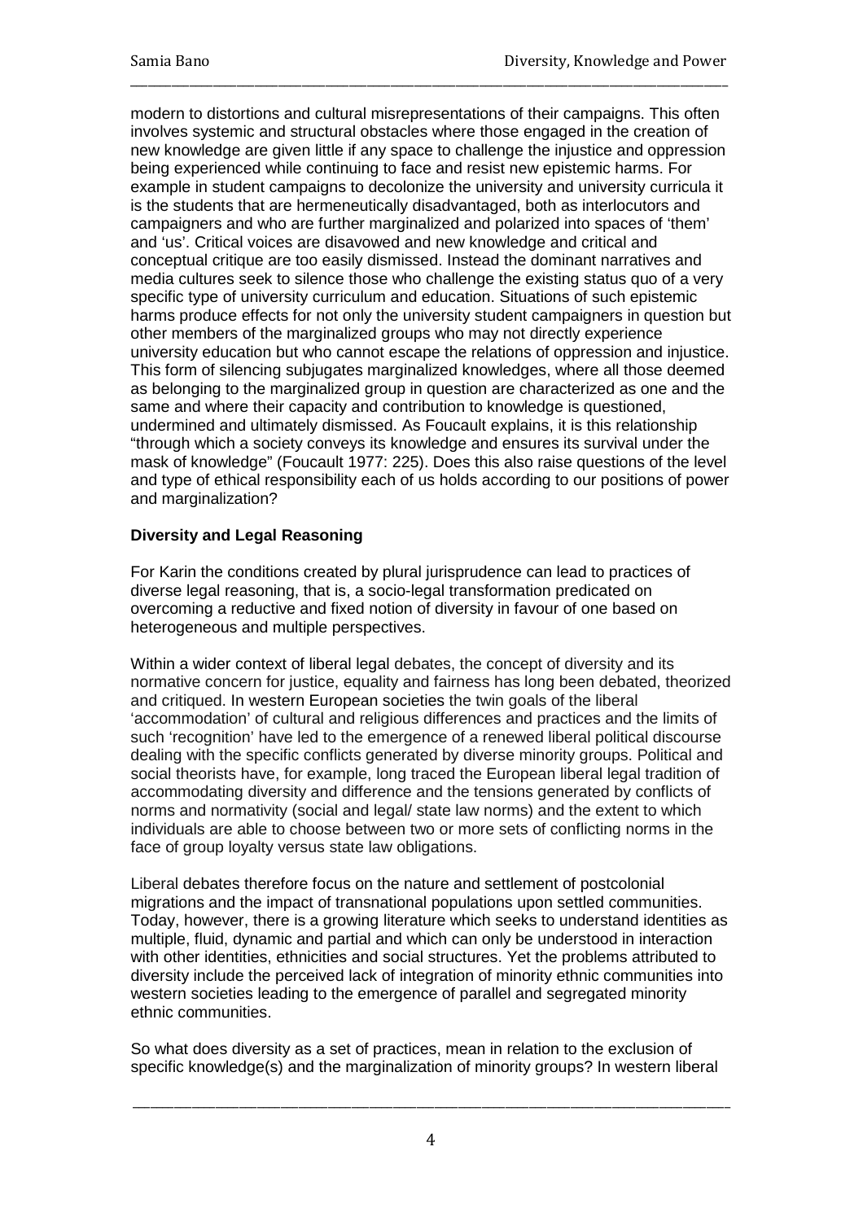modern to distortions and cultural misrepresentations of their campaigns. This often involves systemic and structural obstacles where those engaged in the creation of new knowledge are given little if any space to challenge the injustice and oppression being experienced while continuing to face and resist new epistemic harms. For example in student campaigns to decolonize the university and university curricula it is the students that are hermeneutically disadvantaged, both as interlocutors and campaigners and who are further marginalized and polarized into spaces of 'them' and 'us'. Critical voices are disavowed and new knowledge and critical and conceptual critique are too easily dismissed. Instead the dominant narratives and media cultures seek to silence those who challenge the existing status quo of a very specific type of university curriculum and education. Situations of such epistemic harms produce effects for not only the university student campaigners in question but other members of the marginalized groups who may not directly experience university education but who cannot escape the relations of oppression and injustice. This form of silencing subjugates marginalized knowledges, where all those deemed as belonging to the marginalized group in question are characterized as one and the same and where their capacity and contribution to knowledge is questioned, undermined and ultimately dismissed. As Foucault explains, it is this relationship "through which a society conveys its knowledge and ensures its survival under the mask of knowledge" (Foucault 1977: 225). Does this also raise questions of the level and type of ethical responsibility each of us holds according to our positions of power and marginalization?

**Diversity and Legal Reasoning**

For Karin the conditions created by plural jurisprudence can lead to practices of diverse legal reasoning, that is, a socio-legal transformation predicated on overcoming a reductive and fixed notion of diversity in favour of one based on heterogeneous and multiple perspectives.

Within a wider context of liberal legal debates, the concept of diversity and its normative concern for justice, equality and fairness has long been debated, theorized and critiqued. In western European societies the twin goals of the liberal 'accommodation' of cultural and religious differences and practices and the limits of such 'recognition' have led to the emergence of a renewed liberal political discourse dealing with the specific conflicts generated by diverse minority groups. Political and social theorists have, for example, long traced the European liberal legal tradition of accommodating diversity and difference and the tensions generated by conflicts of norms and normativity (social and legal/ state law norms) and the extent to which individuals are able to choose between two or more sets of conflicting norms in the face of group loyalty versus state law obligations.

Liberal debates therefore focus on the nature and settlement of postcolonial migrations and the impact of transnational populations upon settled communities. Today, however, there is a growing literature which seeks to understand identities as multiple, fluid, dynamic and partial and which can only be understood in interaction with other identities, ethnicities and social structures. Yet the problems attributed to diversity include the perceived lack of integration of minority ethnic communities into western societies leading to the emergence of parallel and segregated minority ethnic communities.

So what does diversity as a set of practices, mean in relation to the exclusion of specific knowledge(s) and the marginalization of minority groups? In western liberal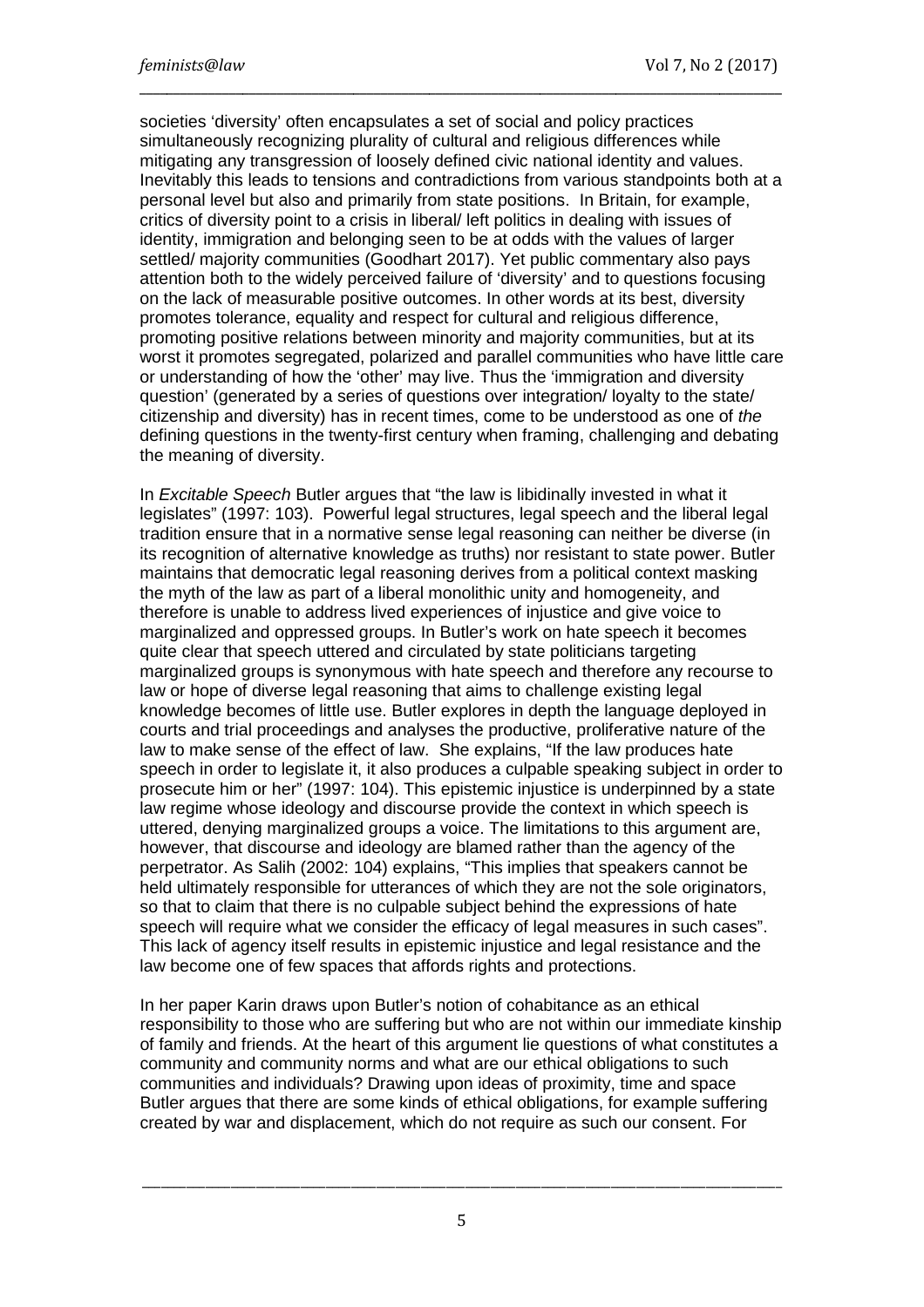societies 'diversity' often encapsulates a set of social and policy practices simultaneously recognizing plurality of cultural and religious differences while mitigating any transgression of loosely defined civic national identity and values. Inevitably this leads to tensions and contradictions from various standpoints both at a personal level but also and primarily from state positions. In Britain, for example, critics of diversity point to a crisis in liberal/ left politics in dealing with issues of identity, immigration and belonging seen to be at odds with the values of larger settled/ majority communities (Goodhart 2017). Yet public commentary also pays attention both to the widely perceived failure of 'diversity' and to questions focusing on the lack of measurable positive outcomes. In other words at its best, diversity promotes tolerance, equality and respect for cultural and religious difference, promoting positive relations between minority and majority communities, but at its worst it promotes segregated, polarized and parallel communities who have little care or understanding of how the 'other' may live. Thus the 'immigration and diversity question' (generated by a series of questions over integration/ loyalty to the state/ citizenship and diversity) has in recent times, come to be understood as one of *the* defining questions in the twenty-first century when framing, challenging and debating the meaning of diversity.

In *Excitable Speech* Butler argues that "the law is libidinally invested in what it legislates" (1997: 103). Powerful legal structures, legal speech and the liberal legal tradition ensure that in a normative sense legal reasoning can neither be diverse (in its recognition of alternative knowledge as truths) nor resistant to state power. Butler maintains that democratic legal reasoning derives from a political context masking the myth of the law as part of a liberal monolithic unity and homogeneity, and therefore is unable to address lived experiences of injustice and give voice to marginalized and oppressed groups. In Butler's work on hate speech it becomes quite clear that speech uttered and circulated by state politicians targeting marginalized groups is synonymous with hate speech and therefore any recourse to law or hope of diverse legal reasoning that aims to challenge existing legal knowledge becomes of little use. Butler explores in depth the language deployed in courts and trial proceedings and analyses the productive, proliferative nature of the law to make sense of the effect of law. She explains, "If the law produces hate speech in order to legislate it, it also produces a culpable speaking subject in order to prosecute him or her" (1997: 104). This epistemic injustice is underpinned by a state law regime whose ideology and discourse provide the context in which speech is uttered, denying marginalized groups a voice. The limitations to this argument are, however, that discourse and ideology are blamed rather than the agency of the perpetrator. As Salih (2002: 104) explains, "This implies that speakers cannot be held ultimately responsible for utterances of which they are not the sole originators, so that to claim that there is no culpable subject behind the expressions of hate speech will require what we consider the efficacy of legal measures in such cases". This lack of agency itself results in epistemic injustice and legal resistance and the law become one of few spaces that affords rights and protections.

In her paper Karin draws upon Butler's notion of cohabitance as an ethical responsibility to those who are suffering but who are not within our immediate kinship of family and friends. At the heart of this argument lie questions of what constitutes a community and community norms and what are our ethical obligations to such communities and individuals? Drawing upon ideas of proximity, time and space Butler argues that there are some kinds of ethical obligations, for example suffering created by war and displacement, which do not require as such our consent. For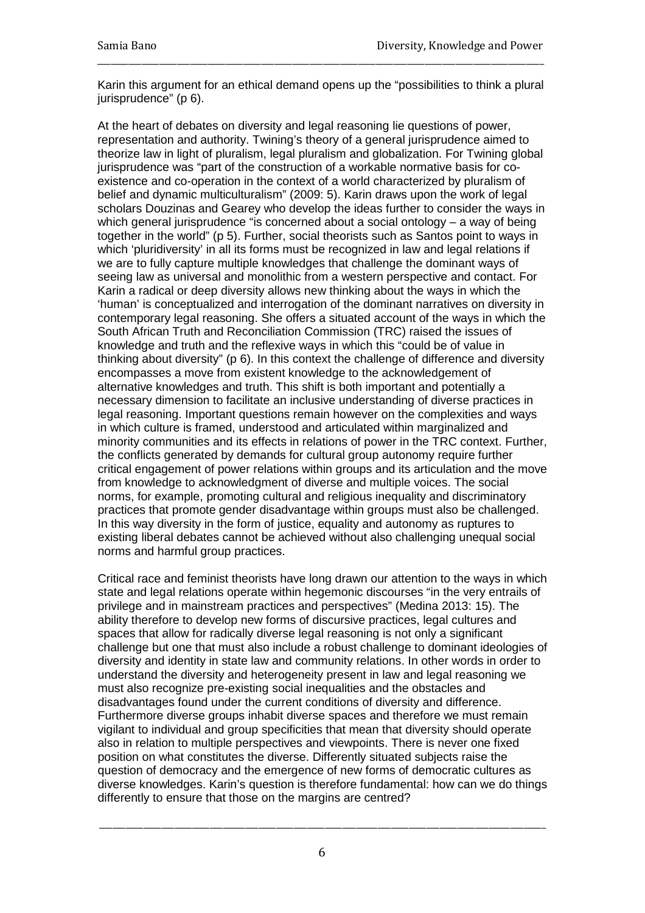Karin this argument for an ethical demand opens up the "possibilities to think a plural jurisprudence" (p 6).

At the heart of debates on diversity and legal reasoning lie questions of power, representation and authority. Twining's theory of a general jurisprudence aimed to theorize law in light of pluralism, legal pluralism and globalization. For Twining global jurisprudence was "part of the construction of a workable normative basis for co-existence and co-operation in the context of a world characterized by pluralism of belief and dynamic multiculturalism" (2009: 5). Karin draws upon the work of legal scholars Douzinas and Gearey who develop the ideas further to consider the ways in which general jurisprudence "is concerned about a social ontology – a way of being together in the world" (p 5). Further, social theorists such as Santos point to ways in which 'pluridiversity' in all its forms must be recognized in law and legal relations if we are to fully capture multiple knowledges that challenge the dominant ways of seeing law as universal and monolithic from a western perspective and contact. For Karin a radical or deep diversity allows new thinking about the ways in which the 'human' is conceptualized and interrogation of the dominant narratives on diversity in contemporary legal reasoning. She offers a situated account of the ways in which the South African Truth and Reconciliation Commission (TRC) raised the issues of knowledge and truth and the reflexive ways in which this "could be of value in thinking about diversity" (p 6). In this context the challenge of difference and diversity encompasses a move from existent knowledge to the acknowledgement of alternative knowledges and truth. This shift is both important and potentially a necessary dimension to facilitate an inclusive understanding of diverse practices in legal reasoning. Important questions remain however on the complexities and ways in which culture is framed, understood and articulated within marginalized and minority communities and its effects in relations of power in the TRC context. Further, the conflicts generated by demands for cultural group autonomy require further critical engagement of power relations within groups and its articulation and the move from knowledge to acknowledgment of diverse and multiple voices. The social norms, for example, promoting cultural and religious inequality and discriminatory practices that promote gender disadvantage within groups must also be challenged. In this way diversity in the form of justice, equality and autonomy as ruptures to existing liberal debates cannot be achieved without also challenging unequal social norms and harmful group practices.

Critical race and feminist theorists have long drawn our attention to the ways in which state and legal relations operate within hegemonic discourses "in the very entrails of privilege and in mainstream practices and perspectives" (Medina 2013: 15). The ability therefore to develop new forms of discursive practices, legal cultures and spaces that allow for radically diverse legal reasoning is not only a significant challenge but one that must also include a robust challenge to dominant ideologies of diversity and identity in state law and community relations. In other words in order to understand the diversity and heterogeneity present in law and legal reasoning we must also recognize pre-existing social inequalities and the obstacles and disadvantages found under the current conditions of diversity and difference. Furthermore diverse groups inhabit diverse spaces and therefore we must remain vigilant to individual and group specificities that mean that diversity should operate also in relation to multiple perspectives and viewpoints. There is never one fixed position on what constitutes the diverse. Differently situated subjects raise the question of democracy and the emergence of new forms of democratic cultures as diverse knowledges. Karin's question is therefore fundamental: how can we do things differently to ensure that those on the margins are centred?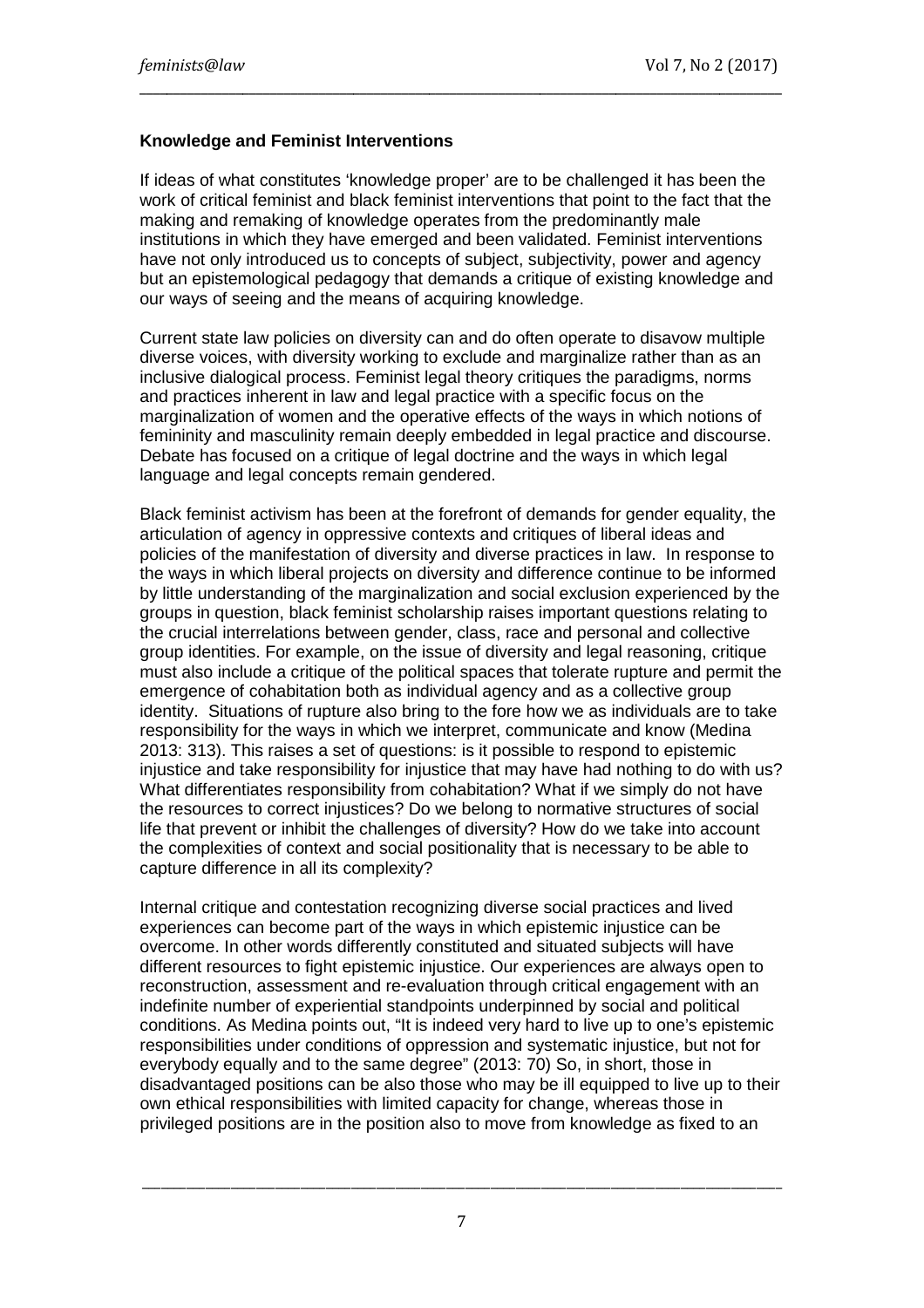**Knowledge and Feminist Interventions**

If ideas of what constitutes 'knowledge proper' are to be challenged it has been the work of critical feminist and black feminist interventions that point to the fact that the making and remaking of knowledge operates from the predominantly male institutions in which they have emerged and been validated. Feminist interventions have not only introduced us to concepts of subject, subjectivity, power and agency but an epistemological pedagogy that demands a critique of existing knowledge and our ways of seeing and the means of acquiring knowledge.

Current state law policies on diversity can and do often operate to disavow multiple diverse voices, with diversity working to exclude and marginalize rather than as an inclusive dialogical process. Feminist legal theory critiques the paradigms, norms and practices inherent in law and legal practice with a specific focus on the marginalization of women and the operative effects of the ways in which notions of femininity and masculinity remain deeply embedded in legal practice and discourse. Debate has focused on a critique of legal doctrine and the ways in which legal language and legal concepts remain gendered.

Black feminist activism has been at the forefront of demands for gender equality, the articulation of agency in oppressive contexts and critiques of liberal ideas and policies of the manifestation of diversity and diverse practices in law. In response to the ways in which liberal projects on diversity and difference continue to be informed by little understanding of the marginalization and social exclusion experienced by the groups in question, black feminist scholarship raises important questions relating to the crucial interrelations between gender, class, race and personal and collective group identities. For example, on the issue of diversity and legal reasoning, critique must also include a critique of the political spaces that tolerate rupture and permit the emergence of cohabitation both as individual agency and as a collective group identity. Situations of rupture also bring to the fore how we as individuals are to take responsibility for the ways in which we interpret, communicate and know (Medina 2013: 313). This raises a set of questions: is it possible to respond to epistemic injustice and take responsibility for injustice that may have had nothing to do with us? What differentiates responsibility from cohabitation? What if we simply do not have the resources to correct injustices? Do we belong to normative structures of social life that prevent or inhibit the challenges of diversity? How do we take into account the complexities of context and social positionality that is necessary to be able to capture difference in all its complexity?

Internal critique and contestation recognizing diverse social practices and lived experiences can become part of the ways in which epistemic injustice can be overcome. In other words differently constituted and situated subjects will have different resources to fight epistemic injustice. Our experiences are always open to reconstruction, assessment and re-evaluation through critical engagement with an indefinite number of experiential standpoints underpinned by social and political conditions. As Medina points out, "It is indeed very hard to live up to one's epistemic responsibilities under conditions of oppression and systematic injustice, but not for everybody equally and to the same degree" (2013: 70) So, in short, those in disadvantaged positions can be also those who may be ill equipped to live up to their own ethical responsibilities with limited capacity for change, whereas those in privileged positions are in the position also to move from knowledge as fixed to an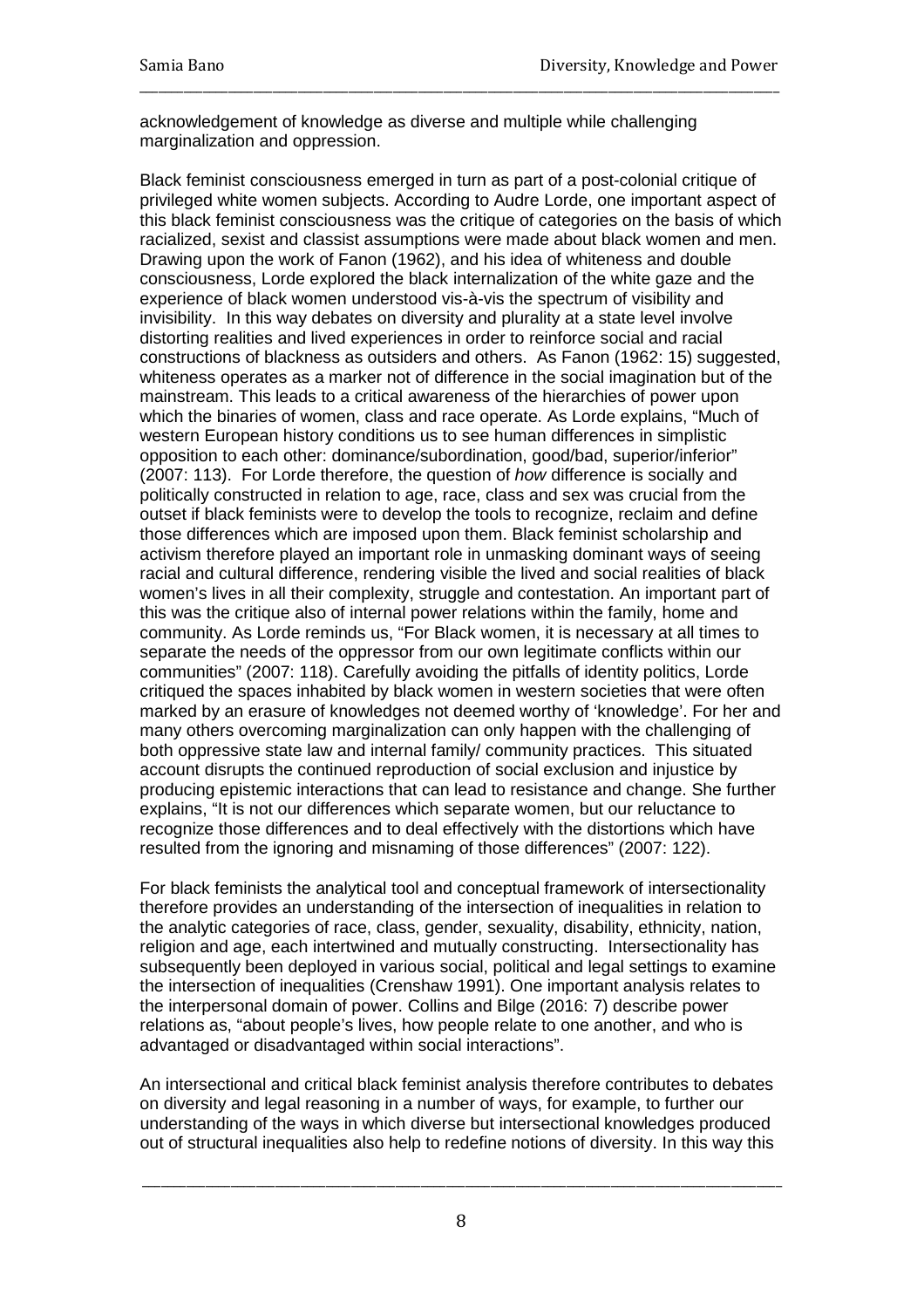acknowledgement of knowledge as diverse and multiple while challenging marginalization and oppression.

Black feminist consciousness emerged in turn as part of a post-colonial critique of privileged white women subjects. According to Audre Lorde, one important aspect of this black feminist consciousness was the critique of categories on the basis of which racialized, sexist and classist assumptions were made about black women and men. Drawing upon the work of Fanon (1962), and his idea of whiteness and double consciousness, Lorde explored the black internalization of the white gaze and the experience of black women understood vis-à-vis the spectrum of visibility and invisibility. In this way debates on diversity and plurality at a state level involve distorting realities and lived experiences in order to reinforce social and racial constructions of blackness as outsiders and others. As Fanon (1962: 15) suggested, whiteness operates as a marker not of difference in the social imagination but of the mainstream. This leads to a critical awareness of the hierarchies of power upon which the binaries of women, class and race operate. As Lorde explains, "Much of western European history conditions us to see human differences in simplistic opposition to each other: dominance/subordination, good/bad, superior/inferior" (2007: 113). For Lorde therefore, the question of *how* difference is socially and politically constructed in relation to age, race, class and sex was crucial from the outset if black feminists were to develop the tools to recognize, reclaim and define those differences which are imposed upon them. Black feminist scholarship and activism therefore played an important role in unmasking dominant ways of seeing racial and cultural difference, rendering visible the lived and social realities of black women's lives in all their complexity, struggle and contestation. An important part of this was the critique also of internal power relations within the family, home and community. As Lorde reminds us, "For Black women, it is necessary at all times to separate the needs of the oppressor from our own legitimate conflicts within our communities" (2007: 118). Carefully avoiding the pitfalls of identity politics, Lorde critiqued the spaces inhabited by black women in western societies that were often marked by an erasure of knowledges not deemed worthy of 'knowledge'. For her and many others overcoming marginalization can only happen with the challenging of both oppressive state law and internal family/ community practices. This situated account disrupts the continued reproduction of social exclusion and injustice by producing epistemic interactions that can lead to resistance and change. She further explains, "It is not our differences which separate women, but our reluctance to recognize those differences and to deal effectively with the distortions which have resulted from the ignoring and misnaming of those differences" (2007: 122).

For black feminists the analytical tool and conceptual framework of intersectionality therefore provides an understanding of the intersection of inequalities in relation to the analytic categories of race, class, gender, sexuality, disability, ethnicity, nation, religion and age, each intertwined and mutually constructing. Intersectionality has subsequently been deployed in various social, political and legal settings to examine the intersection of inequalities (Crenshaw 1991). One important analysis relates to the interpersonal domain of power. Collins and Bilge (2016: 7) describe power relations as, "about people's lives, how people relate to one another, and who is advantaged or disadvantaged within social interactions".

An intersectional and critical black feminist analysis therefore contributes to debates on diversity and legal reasoning in a number of ways, for example, to further our understanding of the ways in which diverse but intersectional knowledges produced out of structural inequalities also help to redefine notions of diversity. In this way this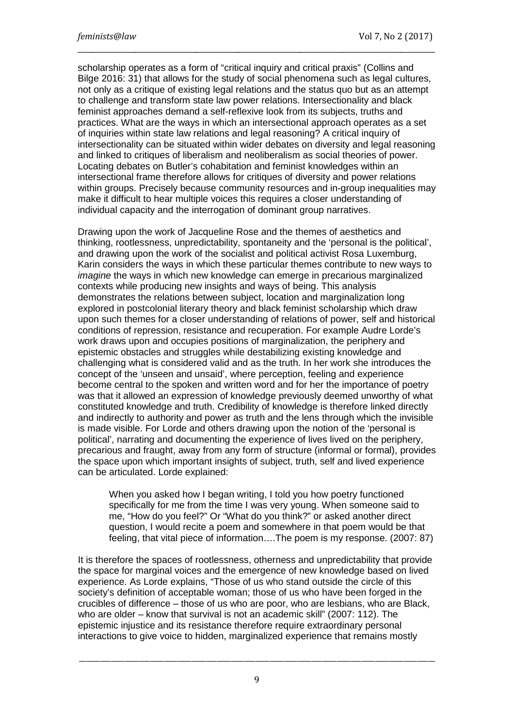scholarship operates as a form of "critical inquiry and critical praxis" (Collins and Bilge 2016: 31) that allows for the study of social phenomena such as legal cultures, not only as a critique of existing legal relations and the status quo but as an attempt to challenge and transform state law power relations. Intersectionality and black feminist approaches demand a self-reflexive look from its subjects, truths and practices. What are the ways in which an intersectional approach operates as a set of inquiries within state law relations and legal reasoning? A critical inquiry of intersectionality can be situated within wider debates on diversity and legal reasoning and linked to critiques of liberalism and neoliberalism as social theories of power. Locating debates on Butler's cohabitation and feminist knowledges within an intersectional frame therefore allows for critiques of diversity and power relations within groups. Precisely because community resources and in-group inequalities may make it difficult to hear multiple voices this requires a closer understanding of individual capacity and the interrogation of dominant group narratives.

Drawing upon the work of Jacqueline Rose and the themes of aesthetics and thinking, rootlessness, unpredictability, spontaneity and the 'personal is the political', and drawing upon the work of the socialist and political activist Rosa Luxemburg, Karin considers the ways in which these particular themes contribute to new ways to *imagine* the ways in which new knowledge can emerge in precarious marginalized contexts while producing new insights and ways of being. This analysis demonstrates the relations between subject, location and marginalization long explored in postcolonial literary theory and black feminist scholarship which draw upon such themes for a closer understanding of relations of power, self and historical conditions of repression, resistance and recuperation. For example Audre Lorde's work draws upon and occupies positions of marginalization, the periphery and epistemic obstacles and struggles while destabilizing existing knowledge and challenging what is considered valid and as the truth. In her work she introduces the concept of the 'unseen and unsaid', where perception, feeling and experience become central to the spoken and written word and for her the importance of poetry was that it allowed an expression of knowledge previously deemed unworthy of what constituted knowledge and truth. Credibility of knowledge is therefore linked directly and indirectly to authority and power as truth and the lens through which the invisible is made visible. For Lorde and others drawing upon the notion of the 'personal is political', narrating and documenting the experience of lives lived on the periphery, precarious and fraught, away from any form of structure (informal or formal), provides the space upon which important insights of subject, truth, self and lived experience can be articulated. Lorde explained:

> When you asked how I began writing, I told you how poetry functioned specifically for me from the time I was very young. When someone said to me, "How do you feel?" Or "What do you think?" or asked another direct question, I would recite a poem and somewhere in that poem would be that feeling, that vital piece of information….The poem is my response. (2007: 87)

It is therefore the spaces of rootlessness, otherness and unpredictability that provide the space for marginal voices and the emergence of new knowledge based on lived experience. As Lorde explains, "Those of us who stand outside the circle of this society's definition of acceptable woman; those of us who have been forged in the crucibles of difference – those of us who are poor, who are lesbians, who are Black, who are older – know that survival is not an academic skill" (2007: 112). The epistemic injustice and its resistance therefore require extraordinary personal interactions to give voice to hidden, marginalized experience that remains mostly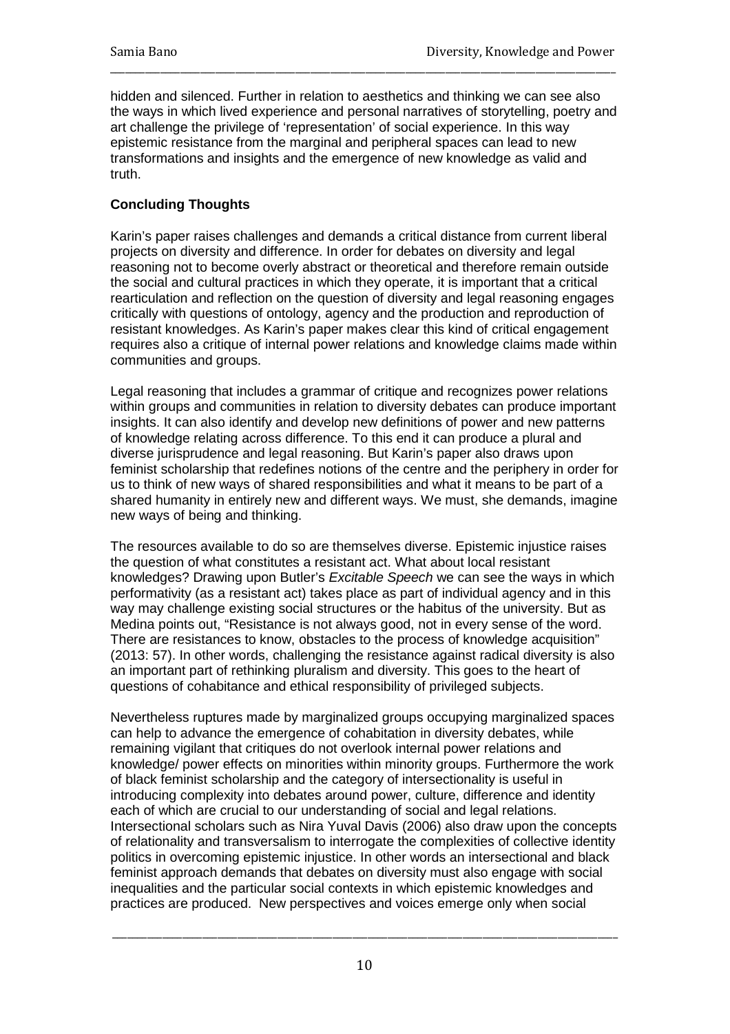hidden and silenced. Further in relation to aesthetics and thinking we can see also the ways in which lived experience and personal narratives of storytelling, poetry and art challenge the privilege of 'representation' of social experience. In this way epistemic resistance from the marginal and peripheral spaces can lead to new transformations and insights and the emergence of new knowledge as valid and truth.

**Concluding Thoughts**

Karin's paper raises challenges and demands a critical distance from current liberal projects on diversity and difference. In order for debates on diversity and legal reasoning not to become overly abstract or theoretical and therefore remain outside the social and cultural practices in which they operate, it is important that a critical rearticulation and reflection on the question of diversity and legal reasoning engages critically with questions of ontology, agency and the production and reproduction of resistant knowledges. As Karin's paper makes clear this kind of critical engagement requires also a critique of internal power relations and knowledge claims made within communities and groups.

Legal reasoning that includes a grammar of critique and recognizes power relations within groups and communities in relation to diversity debates can produce important insights. It can also identify and develop new definitions of power and new patterns of knowledge relating across difference. To this end it can produce a plural and diverse jurisprudence and legal reasoning. But Karin's paper also draws upon feminist scholarship that redefines notions of the centre and the periphery in order for us to think of new ways of shared responsibilities and what it means to be part of a shared humanity in entirely new and different ways. We must, she demands, imagine new ways of being and thinking.

The resources available to do so are themselves diverse. Epistemic injustice raises the question of what constitutes a resistant act. What about local resistant knowledges? Drawing upon Butler's *Excitable Speech* we can see the ways in which performativity (as a resistant act) takes place as part of individual agency and in this way may challenge existing social structures or the habitus of the university. But as Medina points out, "Resistance is not always good, not in every sense of the word. There are resistances to know, obstacles to the process of knowledge acquisition" (2013: 57). In other words, challenging the resistance against radical diversity is also an important part of rethinking pluralism and diversity. This goes to the heart of questions of cohabitance and ethical responsibility of privileged subjects.

Nevertheless ruptures made by marginalized groups occupying marginalized spaces can help to advance the emergence of cohabitation in diversity debates, while remaining vigilant that critiques do not overlook internal power relations and knowledge/ power effects on minorities within minority groups. Furthermore the work of black feminist scholarship and the category of intersectionality is useful in introducing complexity into debates around power, culture, difference and identity each of which are crucial to our understanding of social and legal relations. Intersectional scholars such as Nira Yuval Davis (2006) also draw upon the concepts of relationality and transversalism to interrogate the complexities of collective identity politics in overcoming epistemic injustice. In other words an intersectional and black feminist approach demands that debates on diversity must also engage with social inequalities and the particular social contexts in which epistemic knowledges and practices are produced. New perspectives and voices emerge only when social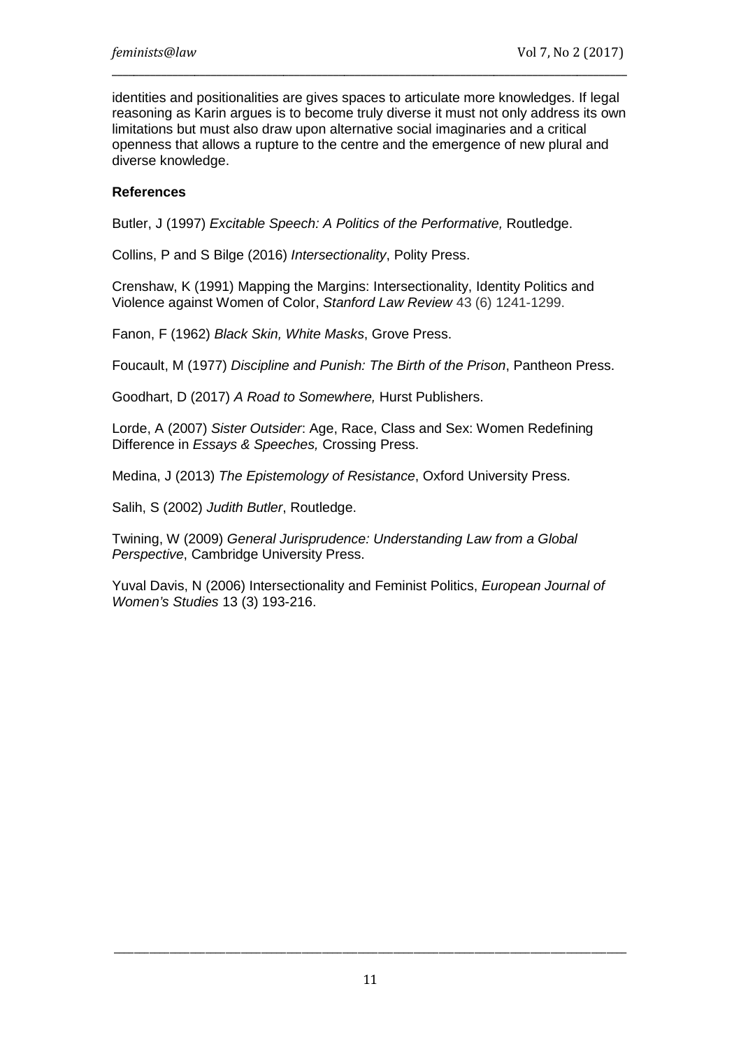identities and positionalities are gives spaces to articulate more knowledges. If legal reasoning as Karin argues is to become truly diverse it must not only address its own limitations but must also draw upon alternative social imaginaries and a critical openness that allows a rupture to the centre and the emergence of new plural and diverse knowledge.

**References**

Butler, J (1997) *Excitable Speech: A Politics of the Performative,* Routledge.

Collins, P and S Bilge (2016) *Intersectionality*, Polity Press.

Crenshaw, K (1991) Mapping the Margins: Intersectionality, Identity Politics and Violence against Women of Color, *Stanford Law Review* 43 (6) 1241-1299.

Fanon, F (1962) *Black Skin, White Masks*, Grove Press.

Foucault, M (1977) *Discipline and Punish: The Birth of the Prison*, Pantheon Press.

Goodhart, D (2017) *A Road to Somewhere,* Hurst Publishers.

Lorde, A (2007) *Sister Outsider*: Age, Race, Class and Sex: Women Redefining Difference in *Essays & Speeches,* Crossing Press.

Medina, J (2013) *The Epistemology of Resistance*, Oxford University Press.

Salih, S (2002) *Judith Butler*, Routledge.

Twining, W (2009) *General Jurisprudence: Understanding Law from a Global Perspective*, Cambridge University Press.

Yuval Davis, N (2006) Intersectionality and Feminist Politics, *European Journal of Women's Studies* 13 (3) 193-216.